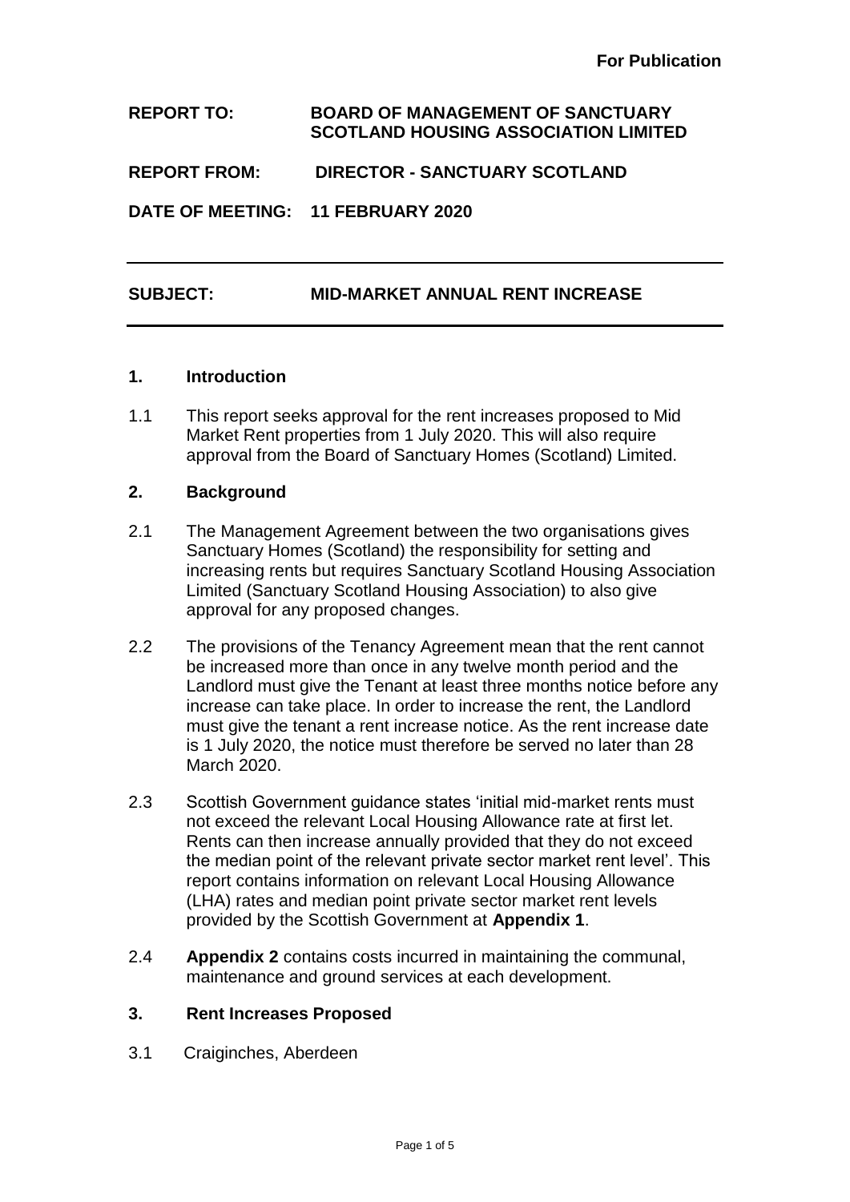**For Publication**

**REPORT TO: BOARD OF MANAGEMENT OF SANCTUARY SCOTLAND HOUSING ASSOCIATION LIMITED**

**REPORT FROM: DIRECTOR - SANCTUARY SCOTLAND**

**DATE OF MEETING: 11 FEBRUARY 2020**

---

**SUBJECT: MID-MARKET ANNUAL RENT INCREASE**

---

## 1. Introduction

1.1 This report seeks approval for the rent increases proposed to Mid Market Rent properties from 1 July 2020. This will also require approval from the Board of Sanctuary Homes (Scotland) Limited.

## 2. Background

2.1 The Management Agreement between the two organisations gives Sanctuary Homes (Scotland) the responsibility for setting and increasing rents but requires Sanctuary Scotland Housing Association Limited (Sanctuary Scotland Housing Association) to also give approval for any proposed changes.

2.2 The provisions of the Tenancy Agreement mean that the rent cannot be increased more than once in any twelve month period and the Landlord must give the Tenant at least three months notice before any increase can take place. In order to increase the rent, the Landlord must give the tenant a rent increase notice. As the rent increase date is 1 July 2020, the notice must therefore be served no later than 28 March 2020.

2.3 Scottish Government guidance states 'initial mid-market rents must not exceed the relevant Local Housing Allowance rate at first let. Rents can then increase annually provided that they do not exceed the median point of the relevant private sector market rent level'. This report contains information on relevant Local Housing Allowance (LHA) rates and median point private sector market rent levels provided by the Scottish Government at **Appendix 1**.

2.4 **Appendix 2** contains costs incurred in maintaining the communal, maintenance and ground services at each development.

## 3. Rent Increases Proposed

3.1 Craiginches, Aberdeen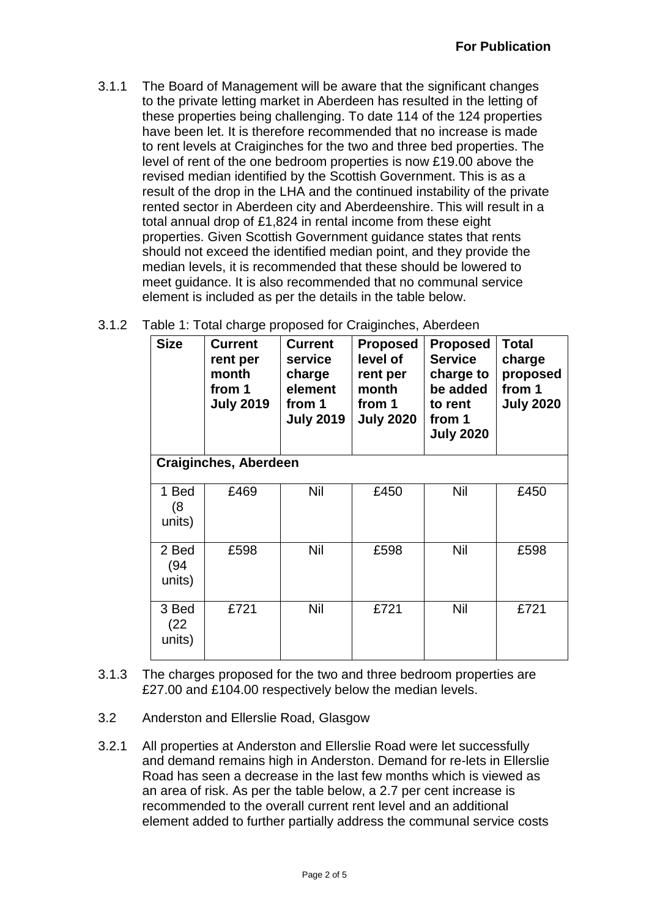**For Publication**

3.1.1 The Board of Management will be aware that the significant changes to the private letting market in Aberdeen has resulted in the letting of these properties being challenging. To date 114 of the 124 properties have been let. It is therefore recommended that no increase is made to rent levels at Craiginches for the two and three bed properties. The level of rent of the one bedroom properties is now £19.00 above the revised median identified by the Scottish Government. This is as a result of the drop in the LHA and the continued instability of the private rented sector in Aberdeen city and Aberdeenshire. This will result in a total annual drop of £1,824 in rental income from these eight properties. Given Scottish Government guidance states that rents should not exceed the identified median point, and they provide the median levels, it is recommended that these should be lowered to meet guidance. It is also recommended that no communal service element is included as per the details in the table below.

3.1.2 Table 1: Total charge proposed for Craiginches, Aberdeen

| Size | Current rent per month from 1 July 2019 | Current service charge element from 1 July 2019 | Proposed level of rent per month from 1 July 2020 | Proposed Service charge to be added to rent from 1 July 2020 | Total charge proposed from 1 July 2020 |
|---|---|---|---|---|---|
| **Craiginches, Aberdeen** | | | | | |
| 1 Bed (8 units) | £469 | Nil | £450 | Nil | £450 |
| 2 Bed (94 units) | £598 | Nil | £598 | Nil | £598 |
| 3 Bed (22 units) | £721 | Nil | £721 | Nil | £721 |

3.1.3 The charges proposed for the two and three bedroom properties are £27.00 and £104.00 respectively below the median levels.

3.2 Anderston and Ellerslie Road, Glasgow

3.2.1 All properties at Anderston and Ellerslie Road were let successfully and demand remains high in Anderston. Demand for re-lets in Ellerslie Road has seen a decrease in the last few months which is viewed as an area of risk. As per the table below, a 2.7 per cent increase is recommended to the overall current rent level and an additional element added to further partially address the communal service costs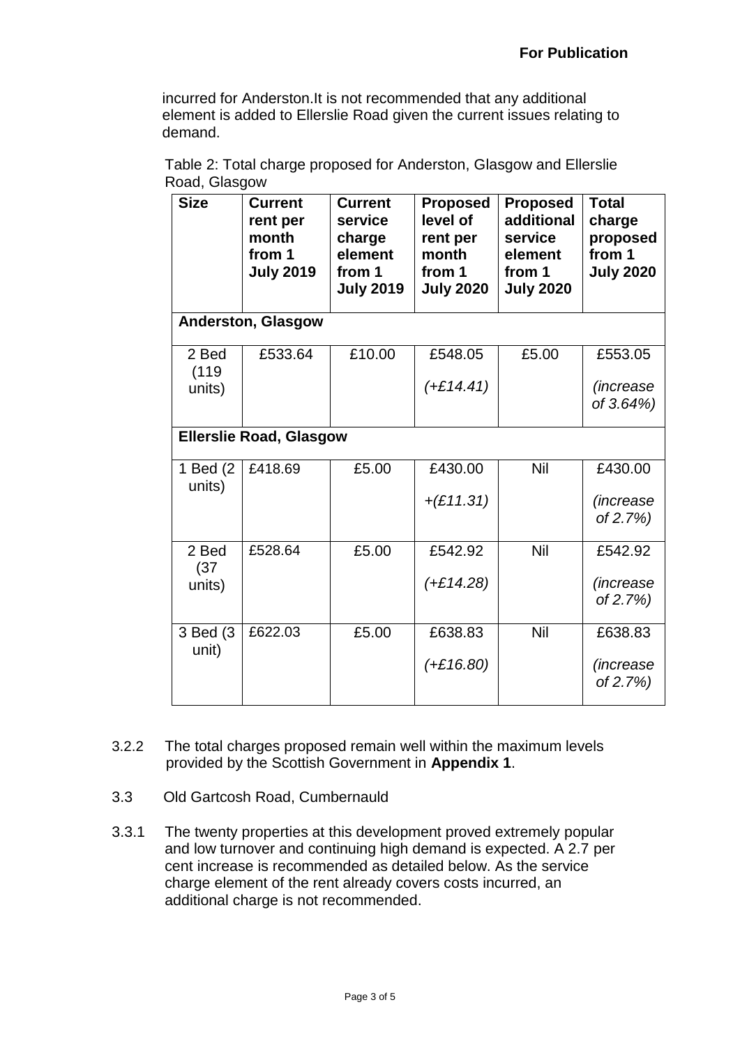**For Publication**

incurred for Anderston.It is not recommended that any additional element is added to Ellerslie Road given the current issues relating to demand.

Table 2: Total charge proposed for Anderston, Glasgow and Ellerslie Road, Glasgow

| Size | Current rent per month from 1 July 2019 | Current service charge element from 1 July 2019 | Proposed level of rent per month from 1 July 2020 | Proposed additional service element from 1 July 2020 | Total charge proposed from 1 July 2020 |
|---|---|---|---|---|---|
| **Anderston, Glasgow** | | | | | |
| 2 Bed (119 units) | £533.64 | £10.00 | £548.05 *(+£14.41)* | £5.00 | £553.05 *(increase of 3.64%)* |
| **Ellerslie Road, Glasgow** | | | | | |
| 1 Bed (2 units) | £418.69 | £5.00 | £430.00 *+(£11.31)* | Nil | £430.00 *(increase of 2.7%)* |
| 2 Bed (37 units) | £528.64 | £5.00 | £542.92 *(+£14.28)* | Nil | £542.92 *(increase of 2.7%)* |
| 3 Bed (3 unit) | £622.03 | £5.00 | £638.83 *(+£16.80)* | Nil | £638.83 *(increase of 2.7%)* |

3.2.2 The total charges proposed remain well within the maximum levels provided by the Scottish Government in **Appendix 1**.

3.3 Old Gartcosh Road, Cumbernauld

3.3.1 The twenty properties at this development proved extremely popular and low turnover and continuing high demand is expected. A 2.7 per cent increase is recommended as detailed below. As the service charge element of the rent already covers costs incurred, an additional charge is not recommended.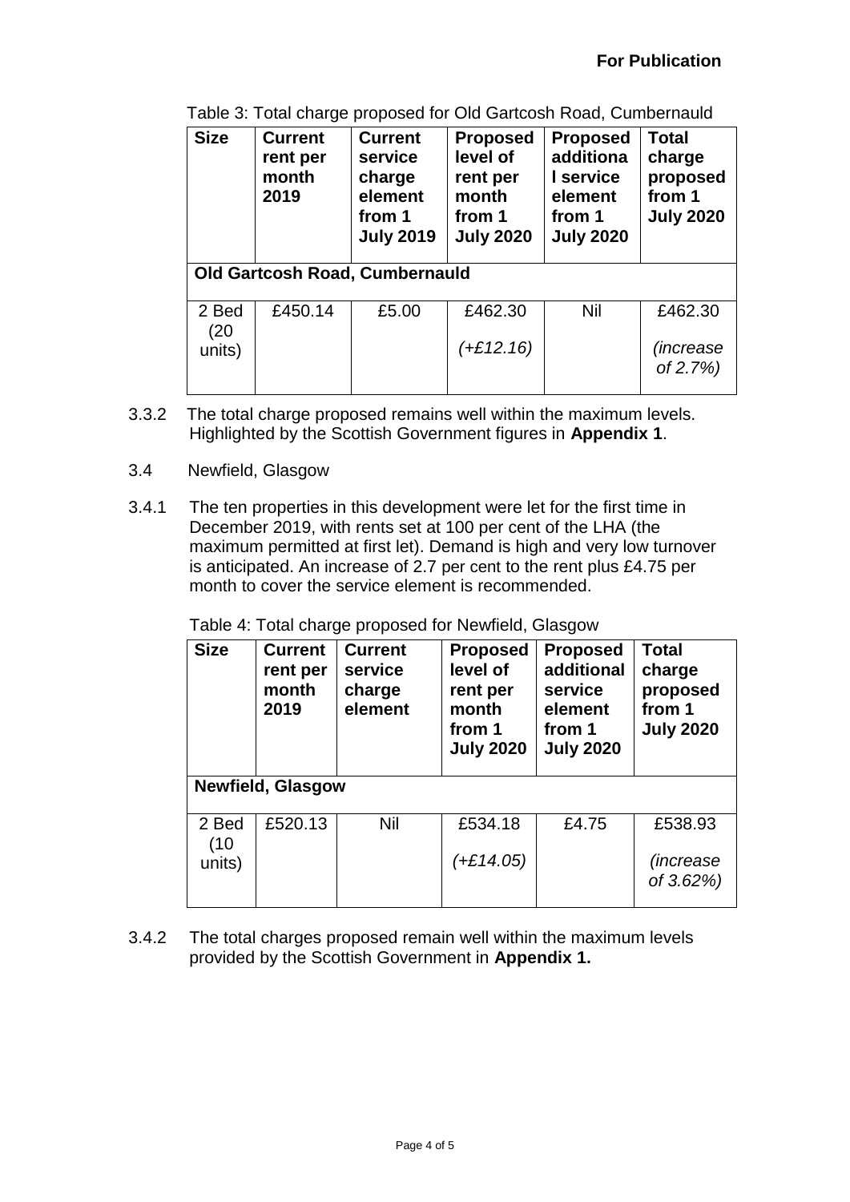**For Publication**

Table 3: Total charge proposed for Old Gartcosh Road, Cumbernauld

| Size | Current rent per month 2019 | Current service charge element from 1 July 2019 | Proposed level of rent per month from 1 July 2020 | Proposed additional service element from 1 July 2020 | Total charge proposed from 1 July 2020 |
|---|---|---|---|---|---|
| **Old Gartcosh Road, Cumbernauld** | | | | | |
| 2 Bed (20 units) | £450.14 | £5.00 | £462.30 *(+£12.16)* | Nil | £462.30 *(increase of 2.7%)* |

3.3.2 The total charge proposed remains well within the maximum levels. Highlighted by the Scottish Government figures in **Appendix 1**.

3.4 Newfield, Glasgow

3.4.1 The ten properties in this development were let for the first time in December 2019, with rents set at 100 per cent of the LHA (the maximum permitted at first let). Demand is high and very low turnover is anticipated. An increase of 2.7 per cent to the rent plus £4.75 per month to cover the service element is recommended.

Table 4: Total charge proposed for Newfield, Glasgow

| Size | Current rent per month 2019 | Current service charge element | Proposed level of rent per month from 1 July 2020 | Proposed additional service element from 1 July 2020 | Total charge proposed from 1 July 2020 |
|---|---|---|---|---|---|
| **Newfield, Glasgow** | | | | | |
| 2 Bed (10 units) | £520.13 | Nil | £534.18 *(+£14.05)* | £4.75 | £538.93 *(increase of 3.62%)* |

3.4.2 The total charges proposed remain well within the maximum levels provided by the Scottish Government in **Appendix 1.**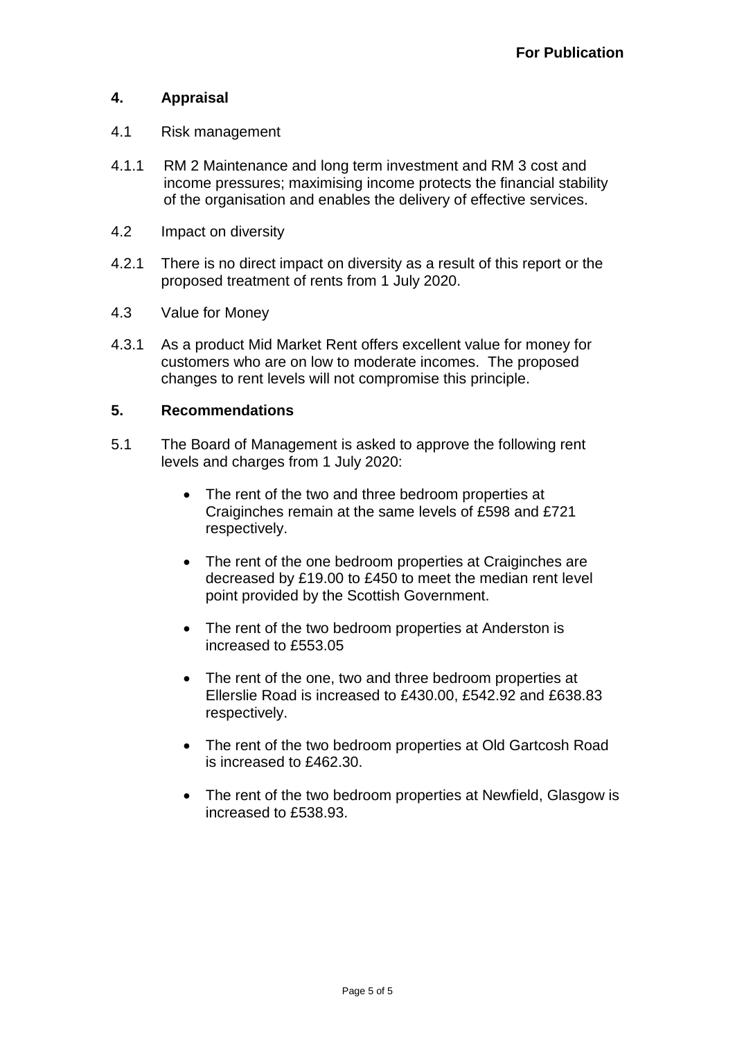**For Publication**

## 4. Appraisal

4.1 Risk management

4.1.1 RM 2 Maintenance and long term investment and RM 3 cost and income pressures; maximising income protects the financial stability of the organisation and enables the delivery of effective services.

4.2 Impact on diversity

4.2.1 There is no direct impact on diversity as a result of this report or the proposed treatment of rents from 1 July 2020.

4.3 Value for Money

4.3.1 As a product Mid Market Rent offers excellent value for money for customers who are on low to moderate incomes. The proposed changes to rent levels will not compromise this principle.

## 5. Recommendations

5.1 The Board of Management is asked to approve the following rent levels and charges from 1 July 2020:

- The rent of the two and three bedroom properties at Craiginches remain at the same levels of £598 and £721 respectively.
- The rent of the one bedroom properties at Craiginches are decreased by £19.00 to £450 to meet the median rent level point provided by the Scottish Government.
- The rent of the two bedroom properties at Anderston is increased to £553.05
- The rent of the one, two and three bedroom properties at Ellerslie Road is increased to £430.00, £542.92 and £638.83 respectively.
- The rent of the two bedroom properties at Old Gartcosh Road is increased to £462.30.
- The rent of the two bedroom properties at Newfield, Glasgow is increased to £538.93.